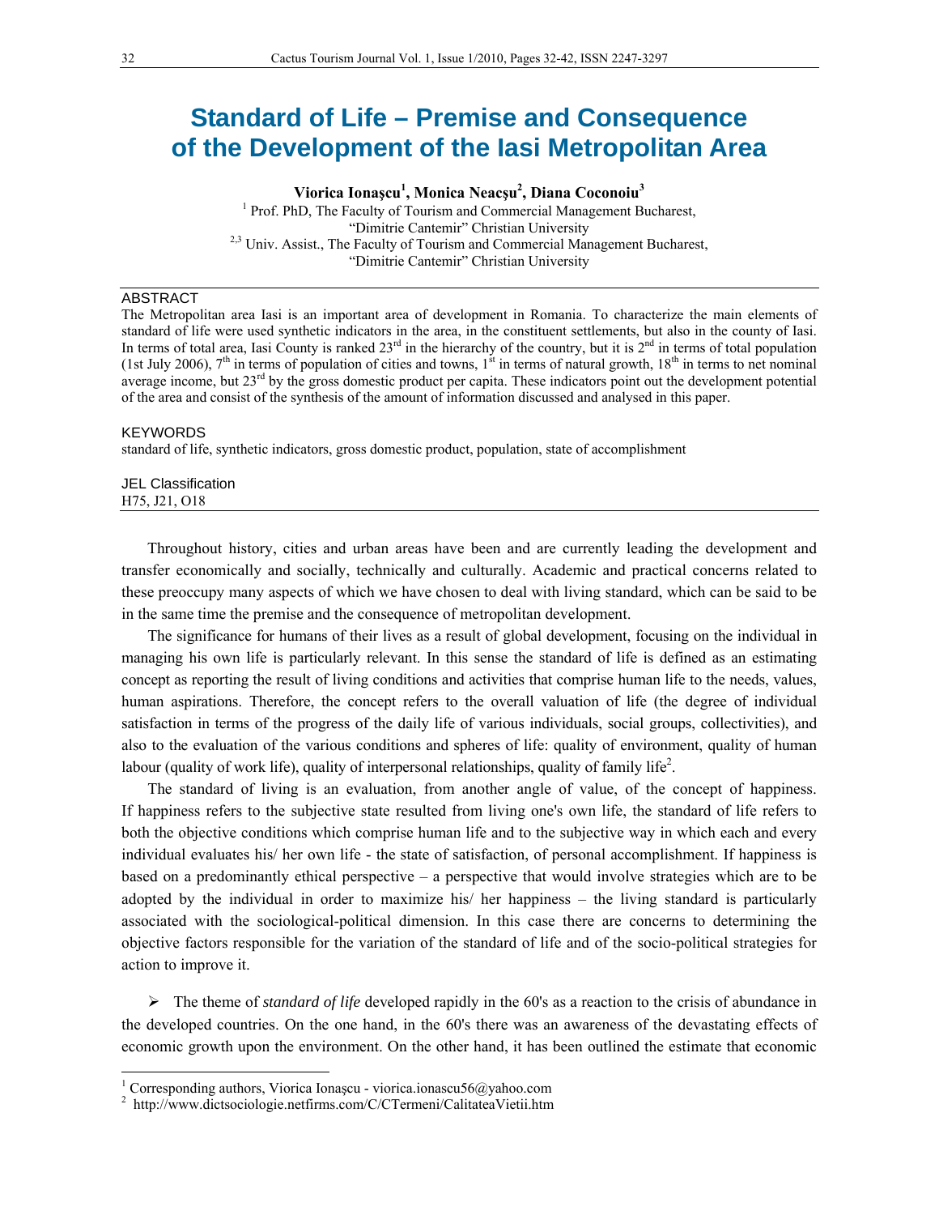# Standard of Life – Premise and Consequence of the Development of the Iasi Metropolitan Area

**Viorica Ionaşcu[1], Monica Neacşu[2], Diana Coconoiu[3]**

[1] Prof. PhD, The Faculty of Tourism and Commercial Management Bucharest, "Dimitrie Cantemir" Christian University

[2,3] Univ. Assist., The Faculty of Tourism and Commercial Management Bucharest, "Dimitrie Cantemir" Christian University

## ABSTRACT

The Metropolitan area Iasi is an important area of development in Romania. To characterize the main elements of standard of life were used synthetic indicators in the area, in the constituent settlements, but also in the county of Iasi. In terms of total area, Iasi County is ranked 23rd in the hierarchy of the country, but it is 2nd in terms of total population (1st July 2006), 7th in terms of population of cities and towns, 1st in terms of natural growth, 18th in terms to net nominal average income, but 23rd by the gross domestic product per capita. These indicators point out the development potential of the area and consist of the synthesis of the amount of information discussed and analysed in this paper.

## KEYWORDS

standard of life, synthetic indicators, gross domestic product, population, state of accomplishment

## JEL Classification

H75, J21, O18

Throughout history, cities and urban areas have been and are currently leading the development and transfer economically and socially, technically and culturally. Academic and practical concerns related to these preoccupy many aspects of which we have chosen to deal with living standard, which can be said to be in the same time the premise and the consequence of metropolitan development.

The significance for humans of their lives as a result of global development, focusing on the individual in managing his own life is particularly relevant. In this sense the standard of life is defined as an estimating concept as reporting the result of living conditions and activities that comprise human life to the needs, values, human aspirations. Therefore, the concept refers to the overall valuation of life (the degree of individual satisfaction in terms of the progress of the daily life of various individuals, social groups, collectivities), and also to the evaluation of the various conditions and spheres of life: quality of environment, quality of human labour (quality of work life), quality of interpersonal relationships, quality of family life[2].

The standard of living is an evaluation, from another angle of value, of the concept of happiness. If happiness refers to the subjective state resulted from living one's own life, the standard of life refers to both the objective conditions which comprise human life and to the subjective way in which each and every individual evaluates his/ her own life - the state of satisfaction, of personal accomplishment. If happiness is based on a predominantly ethical perspective – a perspective that would involve strategies which are to be adopted by the individual in order to maximize his/ her happiness – the living standard is particularly associated with the sociological-political dimension. In this case there are concerns to determining the objective factors responsible for the variation of the standard of life and of the socio-political strategies for action to improve it.

- The theme of *standard of life* developed rapidly in the 60's as a reaction to the crisis of abundance in the developed countries. On the one hand, in the 60's there was an awareness of the devastating effects of economic growth upon the environment. On the other hand, it has been outlined the estimate that economic

---

[1] Corresponding authors, Viorica Ionaşcu - viorica.ionascu56@yahoo.com

[2] http://www.dictsociologie.netfirms.com/C/CTermeni/CalitateaVietii.htm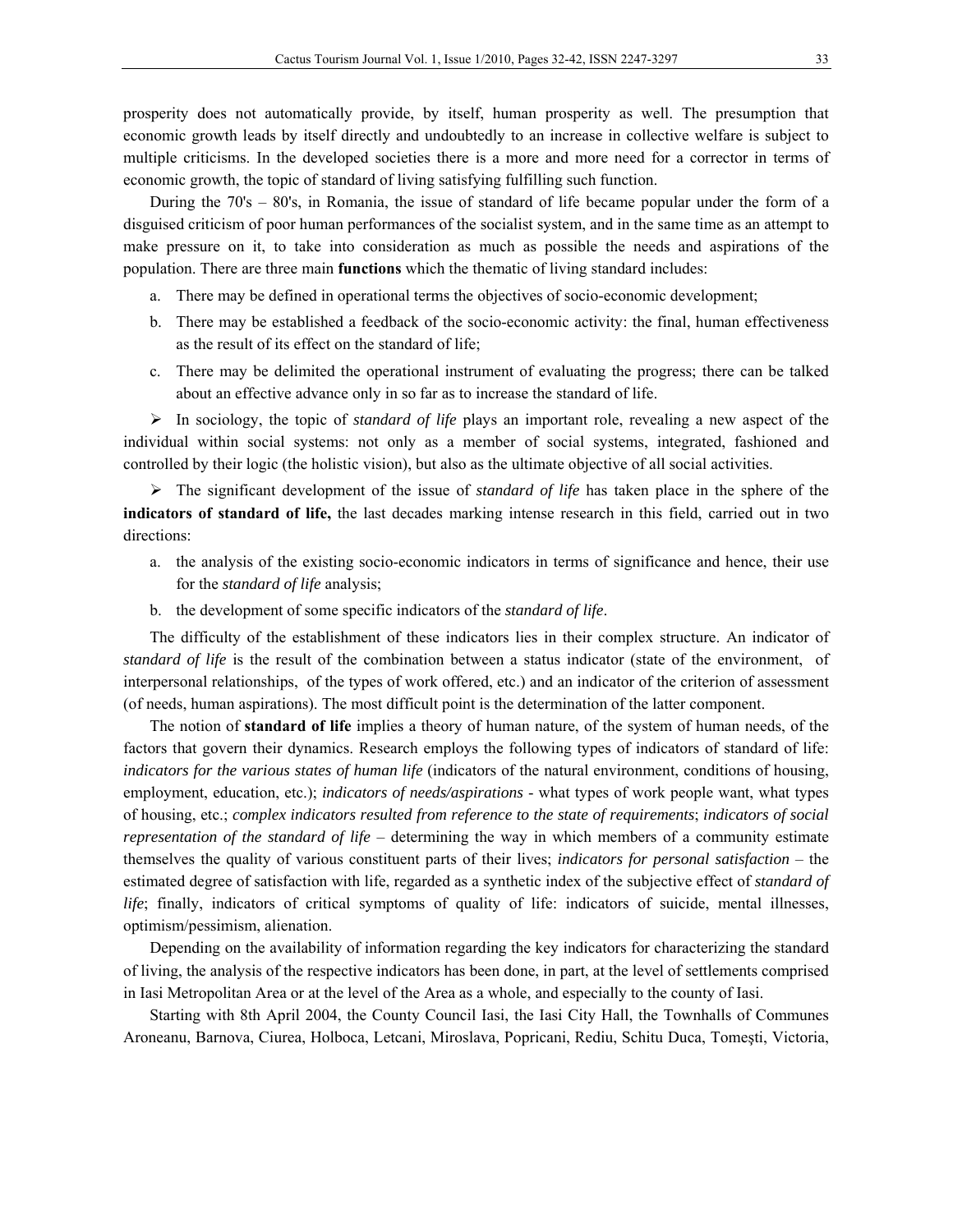prosperity does not automatically provide, by itself, human prosperity as well. The presumption that economic growth leads by itself directly and undoubtedly to an increase in collective welfare is subject to multiple criticisms. In the developed societies there is a more and more need for a corrector in terms of economic growth, the topic of standard of living satisfying fulfilling such function.

During the 70's – 80's, in Romania, the issue of standard of life became popular under the form of a disguised criticism of poor human performances of the socialist system, and in the same time as an attempt to make pressure on it, to take into consideration as much as possible the needs and aspirations of the population. There are three main **functions** which the thematic of living standard includes:

a. There may be defined in operational terms the objectives of socio-economic development;
b. There may be established a feedback of the socio-economic activity: the final, human effectiveness as the result of its effect on the standard of life;
c. There may be delimited the operational instrument of evaluating the progress; there can be talked about an effective advance only in so far as to increase the standard of life.

- In sociology, the topic of *standard of life* plays an important role, revealing a new aspect of the individual within social systems: not only as a member of social systems, integrated, fashioned and controlled by their logic (the holistic vision), but also as the ultimate objective of all social activities.

- The significant development of the issue of *standard of life* has taken place in the sphere of the **indicators of standard of life,** the last decades marking intense research in this field, carried out in two directions:

a. the analysis of the existing socio-economic indicators in terms of significance and hence, their use for the *standard of life* analysis;
b. the development of some specific indicators of the *standard of life*.

The difficulty of the establishment of these indicators lies in their complex structure. An indicator of *standard of life* is the result of the combination between a status indicator (state of the environment, of interpersonal relationships, of the types of work offered, etc.) and an indicator of the criterion of assessment (of needs, human aspirations). The most difficult point is the determination of the latter component.

The notion of **standard of life** implies a theory of human nature, of the system of human needs, of the factors that govern their dynamics. Research employs the following types of indicators of standard of life: *indicators for the various states of human life* (indicators of the natural environment, conditions of housing, employment, education, etc.); *indicators of needs/aspirations* - what types of work people want, what types of housing, etc.; *complex indicators resulted from reference to the state of requirements*; *indicators of social representation of the standard of life* – determining the way in which members of a community estimate themselves the quality of various constituent parts of their lives; *indicators for personal satisfaction* – the estimated degree of satisfaction with life, regarded as a synthetic index of the subjective effect of *standard of life*; finally, indicators of critical symptoms of quality of life: indicators of suicide, mental illnesses, optimism/pessimism, alienation.

Depending on the availability of information regarding the key indicators for characterizing the standard of living, the analysis of the respective indicators has been done, in part, at the level of settlements comprised in Iasi Metropolitan Area or at the level of the Area as a whole, and especially to the county of Iasi.

Starting with 8th April 2004, the County Council Iasi, the Iasi City Hall, the Townhalls of Communes Aroneanu, Barnova, Ciurea, Holboca, Letcani, Miroslava, Popricani, Rediu, Schitu Duca, Tomeşti, Victoria,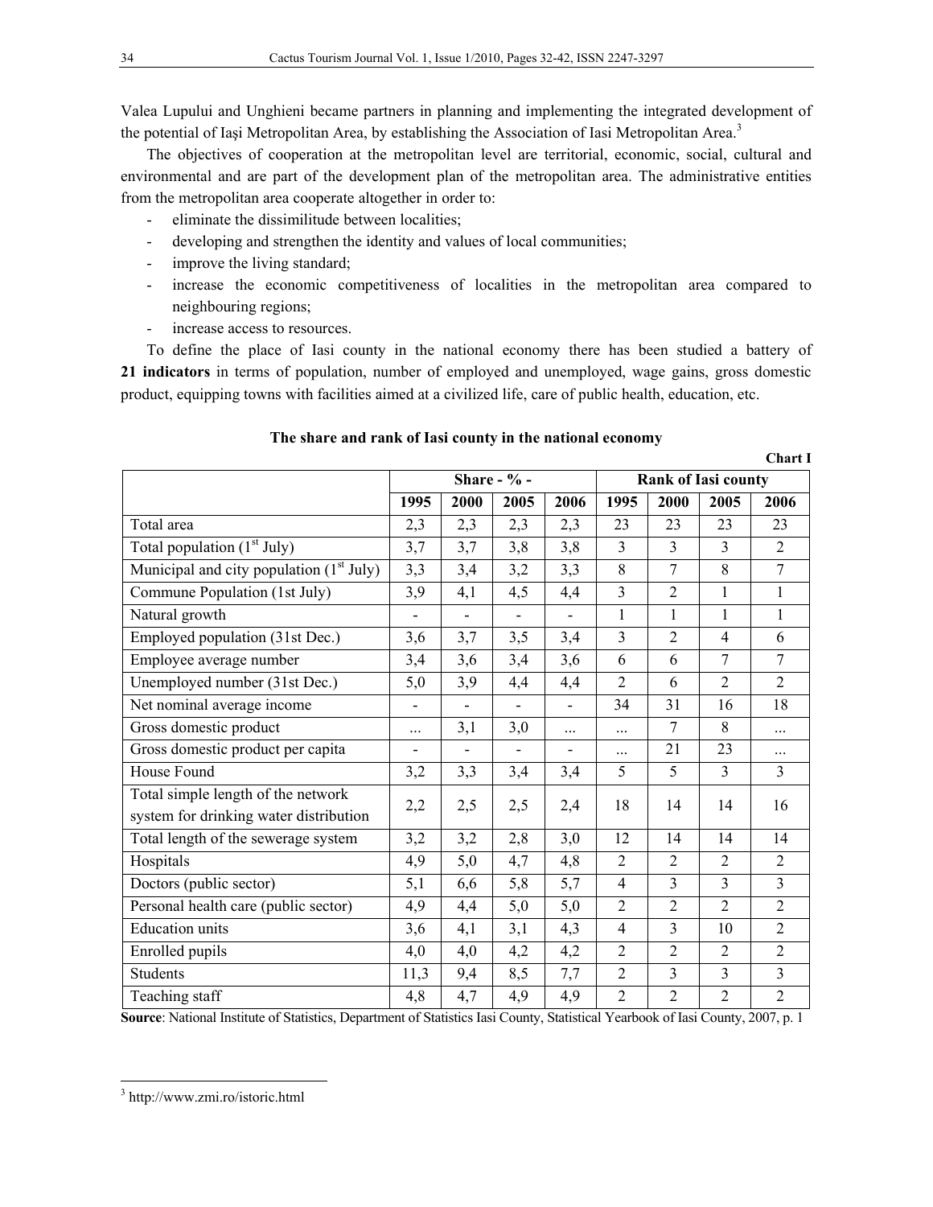Valea Lupului and Unghieni became partners in planning and implementing the integrated development of the potential of Iaşi Metropolitan Area, by establishing the Association of Iasi Metropolitan Area.[3]

The objectives of cooperation at the metropolitan level are territorial, economic, social, cultural and environmental and are part of the development plan of the metropolitan area. The administrative entities from the metropolitan area cooperate altogether in order to:

- eliminate the dissimilitude between localities;
- developing and strengthen the identity and values of local communities;
- improve the living standard;
- increase the economic competitiveness of localities in the metropolitan area compared to neighbouring regions;
- increase access to resources.

To define the place of Iasi county in the national economy there has been studied a battery of **21 indicators** in terms of population, number of employed and unemployed, wage gains, gross domestic product, equipping towns with facilities aimed at a civilized life, care of public health, education, etc.

**The share and rank of Iasi county in the national economy**

**Chart I**

| | Share - % - | | | | Rank of Iasi county | | | |
|---|---|---|---|---|---|---|---|---|
| | 1995 | 2000 | 2005 | 2006 | 1995 | 2000 | 2005 | 2006 |
| Total area | 2,3 | 2,3 | 2,3 | 2,3 | 23 | 23 | 23 | 23 |
| Total population (1st July) | 3,7 | 3,7 | 3,8 | 3,8 | 3 | 3 | 3 | 2 |
| Municipal and city population (1st July) | 3,3 | 3,4 | 3,2 | 3,3 | 8 | 7 | 8 | 7 |
| Commune Population (1st July) | 3,9 | 4,1 | 4,5 | 4,4 | 3 | 2 | 1 | 1 |
| Natural growth | - | - | - | - | 1 | 1 | 1 | 1 |
| Employed population (31st Dec.) | 3,6 | 3,7 | 3,5 | 3,4 | 3 | 2 | 4 | 6 |
| Employee average number | 3,4 | 3,6 | 3,4 | 3,6 | 6 | 6 | 7 | 7 |
| Unemployed number (31st Dec.) | 5,0 | 3,9 | 4,4 | 4,4 | 2 | 6 | 2 | 2 |
| Net nominal average income | - | - | - | - | 34 | 31 | 16 | 18 |
| Gross domestic product | ... | 3,1 | 3,0 | ... | ... | 7 | 8 | ... |
| Gross domestic product per capita | - | - | - | - | ... | 21 | 23 | ... |
| House Found | 3,2 | 3,3 | 3,4 | 3,4 | 5 | 5 | 3 | 3 |
| Total simple length of the network system for drinking water distribution | 2,2 | 2,5 | 2,5 | 2,4 | 18 | 14 | 14 | 16 |
| Total length of the sewerage system | 3,2 | 3,2 | 2,8 | 3,0 | 12 | 14 | 14 | 14 |
| Hospitals | 4,9 | 5,0 | 4,7 | 4,8 | 2 | 2 | 2 | 2 |
| Doctors (public sector) | 5,1 | 6,6 | 5,8 | 5,7 | 4 | 3 | 3 | 3 |
| Personal health care (public sector) | 4,9 | 4,4 | 5,0 | 5,0 | 2 | 2 | 2 | 2 |
| Education units | 3,6 | 4,1 | 3,1 | 4,3 | 4 | 3 | 10 | 2 |
| Enrolled pupils | 4,0 | 4,0 | 4,2 | 4,2 | 2 | 2 | 2 | 2 |
| Students | 11,3 | 9,4 | 8,5 | 7,7 | 2 | 3 | 3 | 3 |
| Teaching staff | 4,8 | 4,7 | 4,9 | 4,9 | 2 | 2 | 2 | 2 |

**Source**: National Institute of Statistics, Department of Statistics Iasi County, Statistical Yearbook of Iasi County, 2007, p. 1

[3] http://www.zmi.ro/istoric.html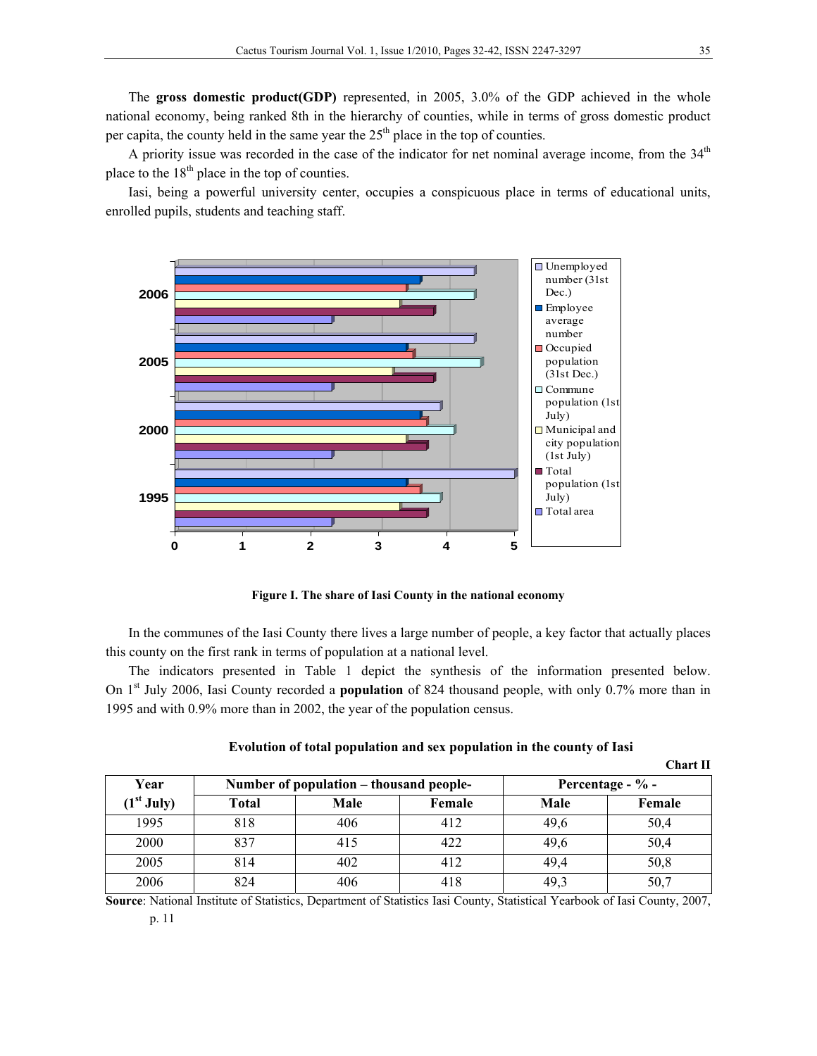The **gross domestic product(GDP)** represented, in 2005, 3.0% of the GDP achieved in the whole national economy, being ranked 8th in the hierarchy of counties, while in terms of gross domestic product per capita, the county held in the same year the 25[th] place in the top of counties.

A priority issue was recorded in the case of the indicator for net nominal average income, from the 34[th] place to the 18[th] place in the top of counties.

Iasi, being a powerful university center, occupies a conspicuous place in terms of educational units, enrolled pupils, students and teaching staff.

**Figure I. The share of Iasi County in the national economy**

In the communes of the Iasi County there lives a large number of people, a key factor that actually places this county on the first rank in terms of population at a national level.

The indicators presented in Table 1 depict the synthesis of the information presented below. On 1[st] July 2006, Iasi County recorded a **population** of 824 thousand people, with only 0.7% more than in 1995 and with 0.9% more than in 2002, the year of the population census.

**Evolution of total population and sex population in the county of Iasi**

**Chart II**

| Year (1[st] July) | Number of population – thousand people- | | | Percentage - % - | |
|---|---|---|---|---|---|
| | Total | Male | Female | Male | Female |
| 1995 | 818 | 406 | 412 | 49,6 | 50,4 |
| 2000 | 837 | 415 | 422 | 49,6 | 50,4 |
| 2005 | 814 | 402 | 412 | 49,4 | 50,8 |
| 2006 | 824 | 406 | 418 | 49,3 | 50,7 |

**Source**: National Institute of Statistics, Department of Statistics Iasi County, Statistical Yearbook of Iasi County, 2007, p. 11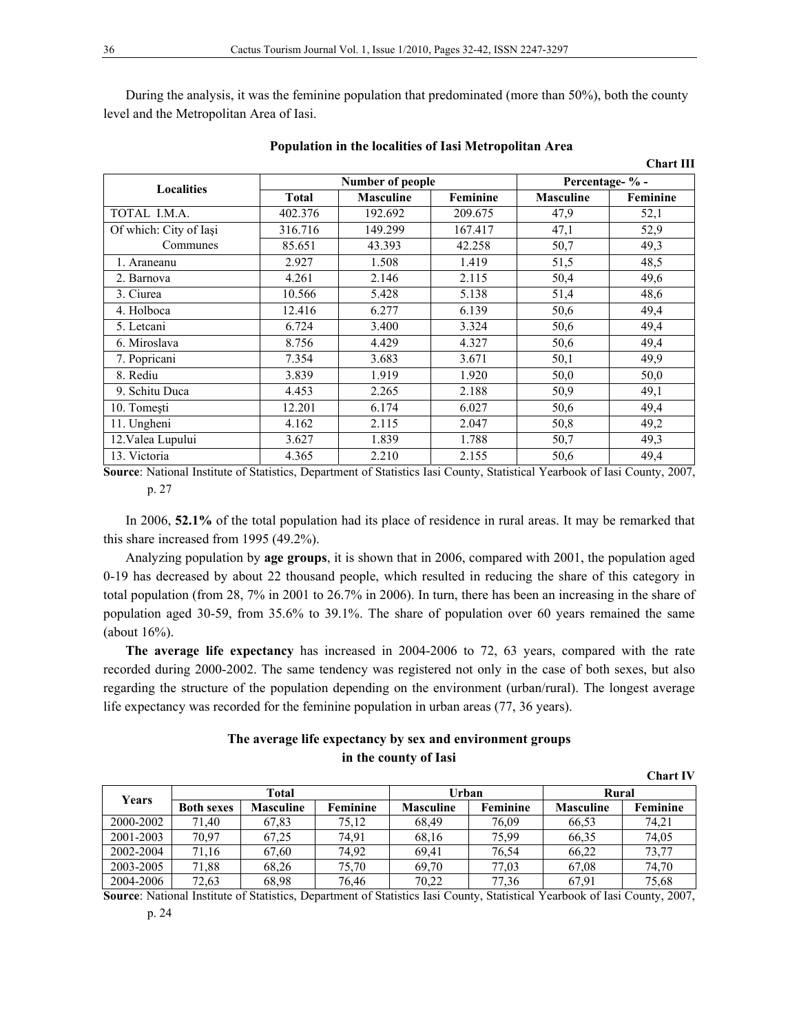During the analysis, it was the feminine population that predominated (more than 50%), both the county level and the Metropolitan Area of Iasi.

**Population in the localities of Iasi Metropolitan Area**

**Chart III**

| Localities | Number of people | | | Percentage- % - | |
|---|---|---|---|---|---|
| | Total | Masculine | Feminine | Masculine | Feminine |
| TOTAL I.M.A. | 402.376 | 192.692 | 209.675 | 47,9 | 52,1 |
| Of which: City of Iaşi | 316.716 | 149.299 | 167.417 | 47,1 | 52,9 |
| Communes | 85.651 | 43.393 | 42.258 | 50,7 | 49,3 |
| 1. Araneanu | 2.927 | 1.508 | 1.419 | 51,5 | 48,5 |
| 2. Barnova | 4.261 | 2.146 | 2.115 | 50,4 | 49,6 |
| 3. Ciurea | 10.566 | 5.428 | 5.138 | 51,4 | 48,6 |
| 4. Holboca | 12.416 | 6.277 | 6.139 | 50,6 | 49,4 |
| 5. Letcani | 6.724 | 3.400 | 3.324 | 50,6 | 49,4 |
| 6. Miroslava | 8.756 | 4.429 | 4.327 | 50,6 | 49,4 |
| 7. Popricani | 7.354 | 3.683 | 3.671 | 50,1 | 49,9 |
| 8. Rediu | 3.839 | 1.919 | 1.920 | 50,0 | 50,0 |
| 9. Schitu Duca | 4.453 | 2.265 | 2.188 | 50,9 | 49,1 |
| 10. Tomeşti | 12.201 | 6.174 | 6.027 | 50,6 | 49,4 |
| 11. Ungheni | 4.162 | 2.115 | 2.047 | 50,8 | 49,2 |
| 12.Valea Lupului | 3.627 | 1.839 | 1.788 | 50,7 | 49,3 |
| 13. Victoria | 4.365 | 2.210 | 2.155 | 50,6 | 49,4 |

**Source**: National Institute of Statistics, Department of Statistics Iasi County, Statistical Yearbook of Iasi County, 2007, p. 27

In 2006, **52.1%** of the total population had its place of residence in rural areas. It may be remarked that this share increased from 1995 (49.2%).

Analyzing population by **age groups**, it is shown that in 2006, compared with 2001, the population aged 0-19 has decreased by about 22 thousand people, which resulted in reducing the share of this category in total population (from 28, 7% in 2001 to 26.7% in 2006). In turn, there has been an increasing in the share of population aged 30-59, from 35.6% to 39.1%. The share of population over 60 years remained the same (about 16%).

**The average life expectancy** has increased in 2004-2006 to 72, 63 years, compared with the rate recorded during 2000-2002. The same tendency was registered not only in the case of both sexes, but also regarding the structure of the population depending on the environment (urban/rural). The longest average life expectancy was recorded for the feminine population in urban areas (77, 36 years).

**The average life expectancy by sex and environment groups in the county of Iasi**

**Chart IV**

| Years | Total | | | Urban | | Rural | |
|---|---|---|---|---|---|---|---|
| | Both sexes | Masculine | Feminine | Masculine | Feminine | Masculine | Feminine |
| 2000-2002 | 71,40 | 67,83 | 75,12 | 68,49 | 76,09 | 66,53 | 74,21 |
| 2001-2003 | 70,97 | 67,25 | 74,91 | 68,16 | 75,99 | 66,35 | 74,05 |
| 2002-2004 | 71,16 | 67,60 | 74,92 | 69,41 | 76,54 | 66,22 | 73,77 |
| 2003-2005 | 71,88 | 68,26 | 75,70 | 69,70 | 77,03 | 67,08 | 74,70 |
| 2004-2006 | 72,63 | 68,98 | 76,46 | 70,22 | 77,36 | 67,91 | 75,68 |

**Source**: National Institute of Statistics, Department of Statistics Iasi County, Statistical Yearbook of Iasi County, 2007, p. 24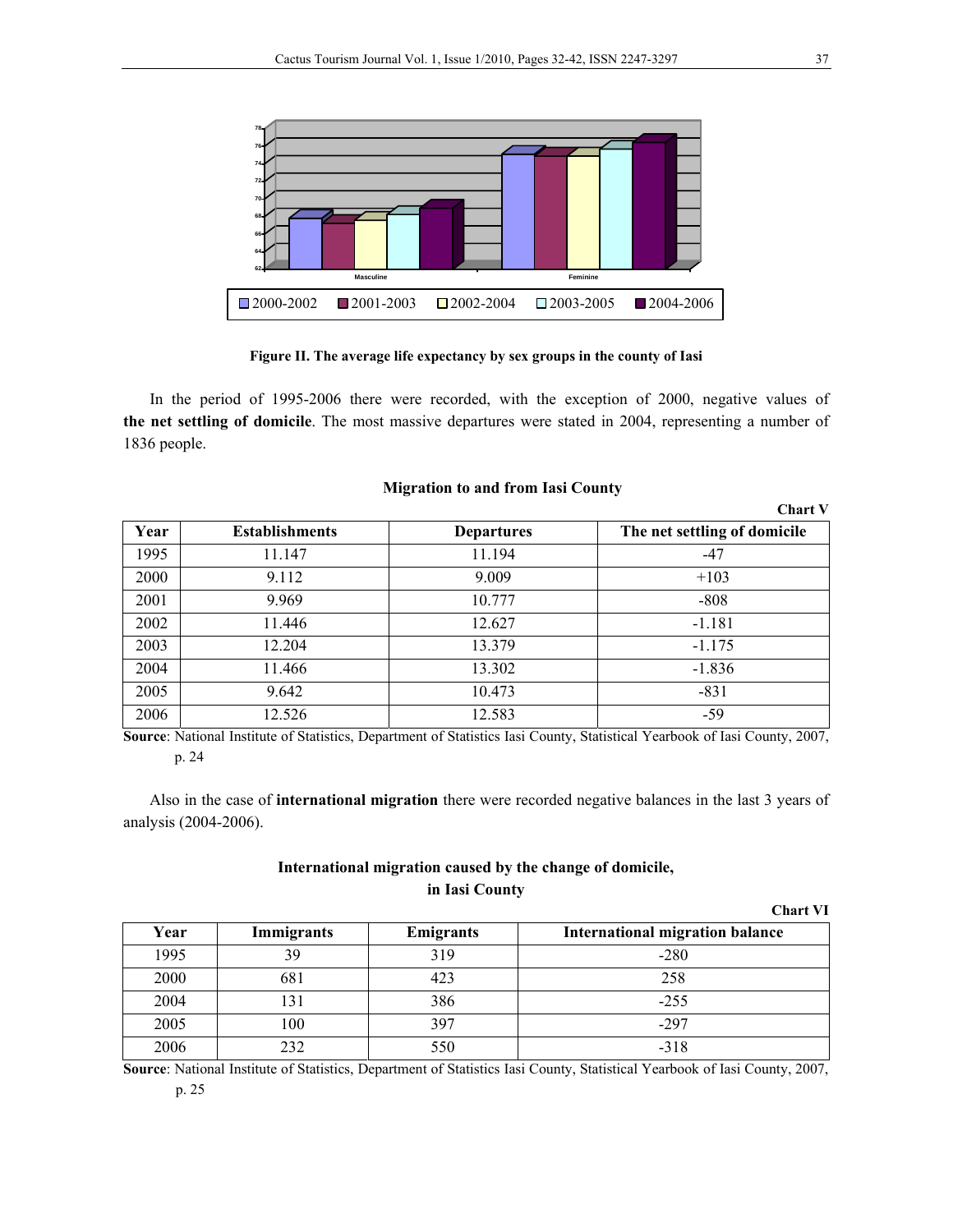**Figure II. The average life expectancy by sex groups in the county of Iasi**

In the period of 1995-2006 there were recorded, with the exception of 2000, negative values of **the net settling of domicile**. The most massive departures were stated in 2004, representing a number of 1836 people.

**Migration to and from Iasi County**

**Chart V**

| Year | Establishments | Departures | The net settling of domicile |
|---|---|---|---|
| 1995 | 11.147 | 11.194 | -47 |
| 2000 | 9.112 | 9.009 | +103 |
| 2001 | 9.969 | 10.777 | -808 |
| 2002 | 11.446 | 12.627 | -1.181 |
| 2003 | 12.204 | 13.379 | -1.175 |
| 2004 | 11.466 | 13.302 | -1.836 |
| 2005 | 9.642 | 10.473 | -831 |
| 2006 | 12.526 | 12.583 | -59 |

**Source**: National Institute of Statistics, Department of Statistics Iasi County, Statistical Yearbook of Iasi County, 2007, p. 24

Also in the case of **international migration** there were recorded negative balances in the last 3 years of analysis (2004-2006).

**International migration caused by the change of domicile, in Iasi County**

**Chart VI**

| Year | Immigrants | Emigrants | International migration balance |
|---|---|---|---|
| 1995 | 39 | 319 | -280 |
| 2000 | 681 | 423 | 258 |
| 2004 | 131 | 386 | -255 |
| 2005 | 100 | 397 | -297 |
| 2006 | 232 | 550 | -318 |

**Source**: National Institute of Statistics, Department of Statistics Iasi County, Statistical Yearbook of Iasi County, 2007, p. 25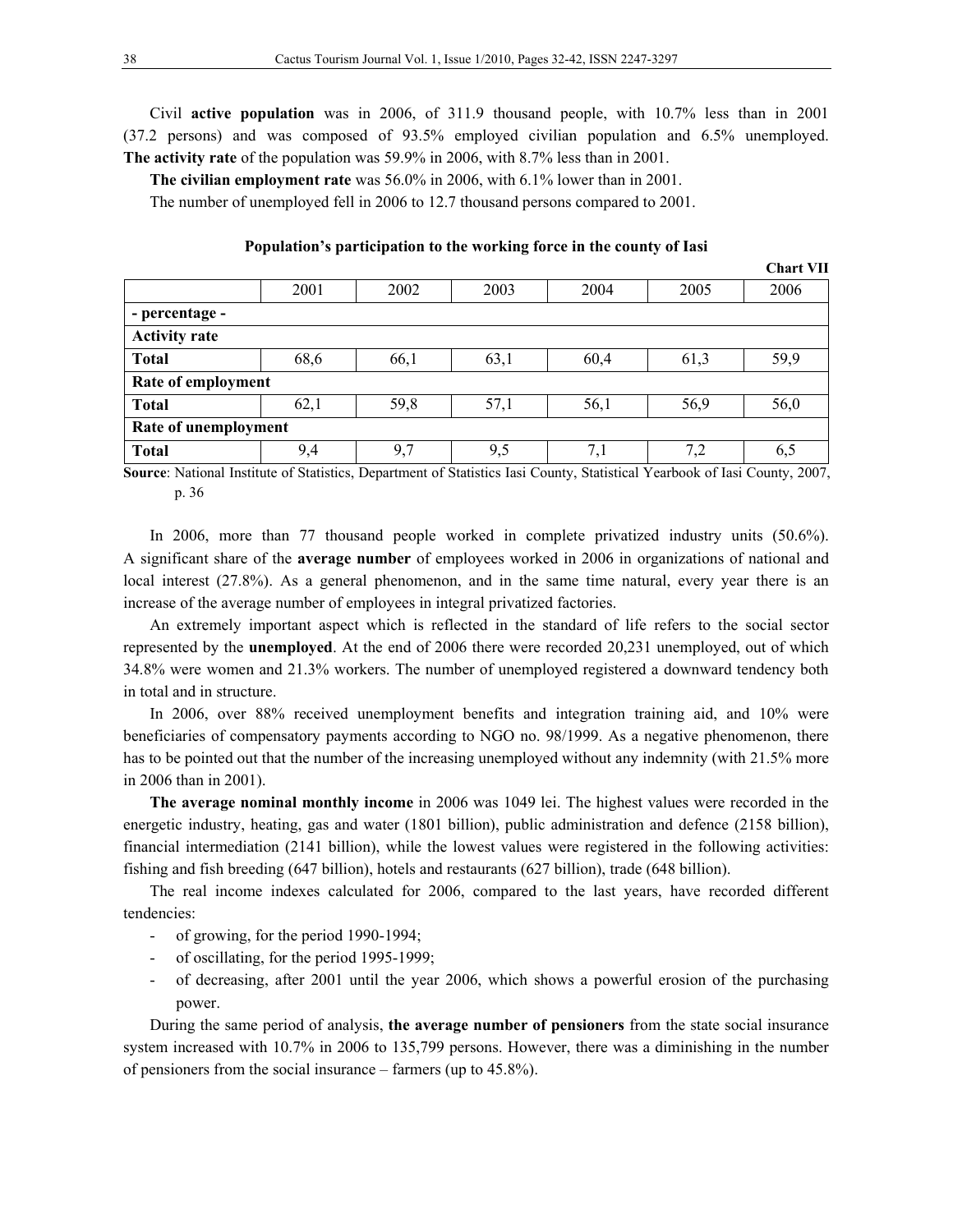Civil **active population** was in 2006, of 311.9 thousand people, with 10.7% less than in 2001 (37.2 persons) and was composed of 93.5% employed civilian population and 6.5% unemployed. **The activity rate** of the population was 59.9% in 2006, with 8.7% less than in 2001.

**The civilian employment rate** was 56.0% in 2006, with 6.1% lower than in 2001.

The number of unemployed fell in 2006 to 12.7 thousand persons compared to 2001.

**Population's participation to the working force in the county of Iasi**

**Chart VII**

| | 2001 | 2002 | 2003 | 2004 | 2005 | 2006 |
|---|---|---|---|---|---|---|
| **- percentage -** | | | | | | |
| **Activity rate** | | | | | | |
| **Total** | 68,6 | 66,1 | 63,1 | 60,4 | 61,3 | 59,9 |
| **Rate of employment** | | | | | | |
| **Total** | 62,1 | 59,8 | 57,1 | 56,1 | 56,9 | 56,0 |
| **Rate of unemployment** | | | | | | |
| **Total** | 9,4 | 9,7 | 9,5 | 7,1 | 7,2 | 6,5 |

**Source**: National Institute of Statistics, Department of Statistics Iasi County, Statistical Yearbook of Iasi County, 2007, p. 36

In 2006, more than 77 thousand people worked in complete privatized industry units (50.6%). A significant share of the **average number** of employees worked in 2006 in organizations of national and local interest (27.8%). As a general phenomenon, and in the same time natural, every year there is an increase of the average number of employees in integral privatized factories.

An extremely important aspect which is reflected in the standard of life refers to the social sector represented by the **unemployed**. At the end of 2006 there were recorded 20,231 unemployed, out of which 34.8% were women and 21.3% workers. The number of unemployed registered a downward tendency both in total and in structure.

In 2006, over 88% received unemployment benefits and integration training aid, and 10% were beneficiaries of compensatory payments according to NGO no. 98/1999. As a negative phenomenon, there has to be pointed out that the number of the increasing unemployed without any indemnity (with 21.5% more in 2006 than in 2001).

**The average nominal monthly income** in 2006 was 1049 lei. The highest values were recorded in the energetic industry, heating, gas and water (1801 billion), public administration and defence (2158 billion), financial intermediation (2141 billion), while the lowest values were registered in the following activities: fishing and fish breeding (647 billion), hotels and restaurants (627 billion), trade (648 billion).

The real income indexes calculated for 2006, compared to the last years, have recorded different tendencies:

- of growing, for the period 1990-1994;
- of oscillating, for the period 1995-1999;
- of decreasing, after 2001 until the year 2006, which shows a powerful erosion of the purchasing power.

During the same period of analysis, **the average number of pensioners** from the state social insurance system increased with 10.7% in 2006 to 135,799 persons. However, there was a diminishing in the number of pensioners from the social insurance – farmers (up to 45.8%).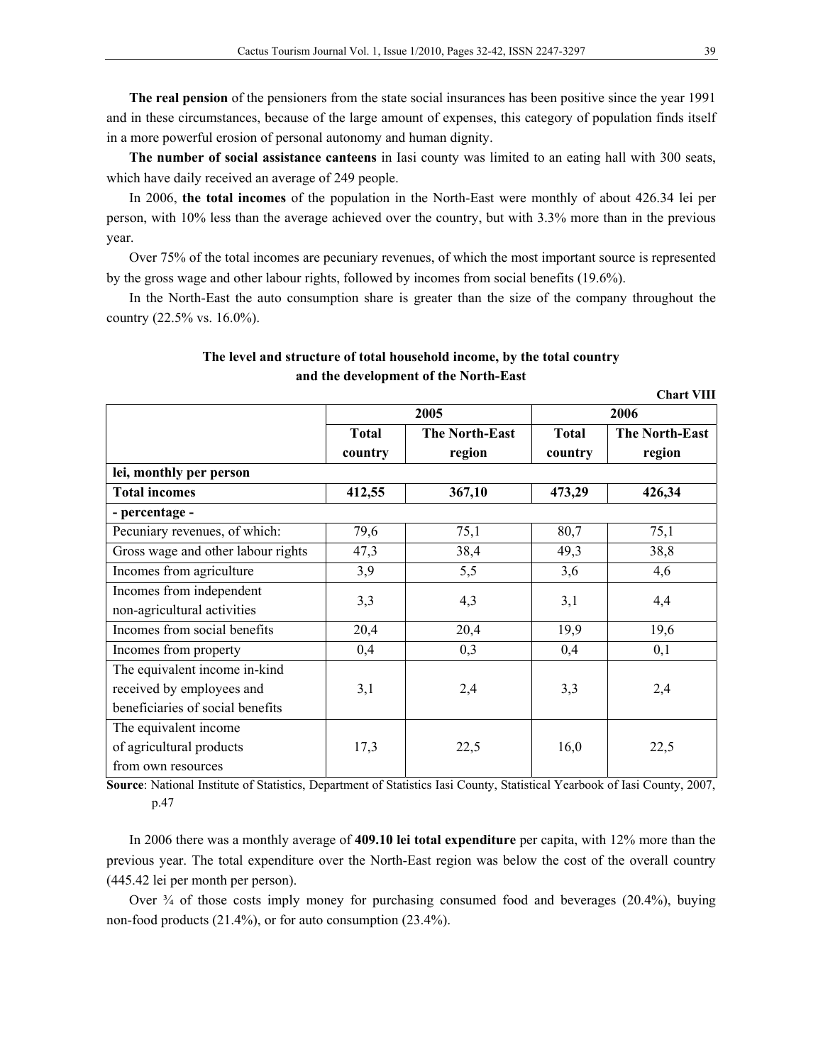**The real pension** of the pensioners from the state social insurances has been positive since the year 1991 and in these circumstances, because of the large amount of expenses, this category of population finds itself in a more powerful erosion of personal autonomy and human dignity.

**The number of social assistance canteens** in Iasi county was limited to an eating hall with 300 seats, which have daily received an average of 249 people.

In 2006, **the total incomes** of the population in the North-East were monthly of about 426.34 lei per person, with 10% less than the average achieved over the country, but with 3.3% more than in the previous year.

Over 75% of the total incomes are pecuniary revenues, of which the most important source is represented by the gross wage and other labour rights, followed by incomes from social benefits (19.6%).

In the North-East the auto consumption share is greater than the size of the company throughout the country (22.5% vs. 16.0%).

**The level and structure of total household income, by the total country and the development of the North-East**

**Chart VIII**

| | 2005 | | 2006 | |
|---|---|---|---|---|
| | **Total country** | **The North-East region** | **Total country** | **The North-East region** |
| **lei, monthly per person** | | | | |
| **Total incomes** | **412,55** | **367,10** | **473,29** | **426,34** |
| **- percentage -** | | | | |
| Pecuniary revenues, of which: | 79,6 | 75,1 | 80,7 | 75,1 |
| Gross wage and other labour rights | 47,3 | 38,4 | 49,3 | 38,8 |
| Incomes from agriculture | 3,9 | 5,5 | 3,6 | 4,6 |
| Incomes from independent non-agricultural activities | 3,3 | 4,3 | 3,1 | 4,4 |
| Incomes from social benefits | 20,4 | 20,4 | 19,9 | 19,6 |
| Incomes from property | 0,4 | 0,3 | 0,4 | 0,1 |
| The equivalent income in-kind received by employees and beneficiaries of social benefits | 3,1 | 2,4 | 3,3 | 2,4 |
| The equivalent income of agricultural products from own resources | 17,3 | 22,5 | 16,0 | 22,5 |

**Source**: National Institute of Statistics, Department of Statistics Iasi County, Statistical Yearbook of Iasi County, 2007, p.47

In 2006 there was a monthly average of **409.10 lei total expenditure** per capita, with 12% more than the previous year. The total expenditure over the North-East region was below the cost of the overall country (445.42 lei per month per person).

Over ¾ of those costs imply money for purchasing consumed food and beverages (20.4%), buying non-food products (21.4%), or for auto consumption (23.4%).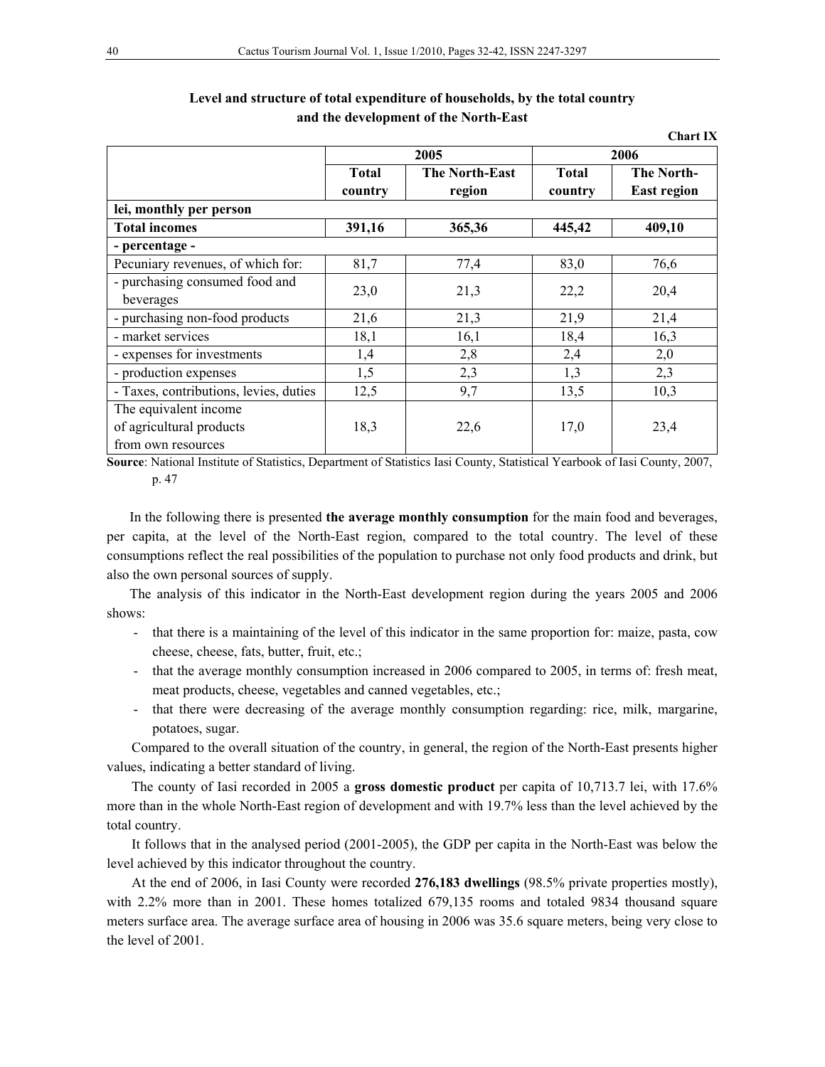**Level and structure of total expenditure of households, by the total country and the development of the North-East**

**Chart IX**

| | 2005 | | 2006 | |
|---|---|---|---|---|
| | **Total country** | **The North-East region** | **Total country** | **The North-East region** |
| **lei, monthly per person** | | | | |
| **Total incomes** | **391,16** | **365,36** | **445,42** | **409,10** |
| **- percentage -** | | | | |
| Pecuniary revenues, of which for: | 81,7 | 77,4 | 83,0 | 76,6 |
| - purchasing consumed food and beverages | 23,0 | 21,3 | 22,2 | 20,4 |
| - purchasing non-food products | 21,6 | 21,3 | 21,9 | 21,4 |
| - market services | 18,1 | 16,1 | 18,4 | 16,3 |
| - expenses for investments | 1,4 | 2,8 | 2,4 | 2,0 |
| - production expenses | 1,5 | 2,3 | 1,3 | 2,3 |
| - Taxes, contributions, levies, duties | 12,5 | 9,7 | 13,5 | 10,3 |
| The equivalent income of agricultural products from own resources | 18,3 | 22,6 | 17,0 | 23,4 |

**Source**: National Institute of Statistics, Department of Statistics Iasi County, Statistical Yearbook of Iasi County, 2007, p. 47

In the following there is presented **the average monthly consumption** for the main food and beverages, per capita, at the level of the North-East region, compared to the total country. The level of these consumptions reflect the real possibilities of the population to purchase not only food products and drink, but also the own personal sources of supply.

The analysis of this indicator in the North-East development region during the years 2005 and 2006 shows:

- that there is a maintaining of the level of this indicator in the same proportion for: maize, pasta, cow cheese, cheese, fats, butter, fruit, etc.;
- that the average monthly consumption increased in 2006 compared to 2005, in terms of: fresh meat, meat products, cheese, vegetables and canned vegetables, etc.;
- that there were decreasing of the average monthly consumption regarding: rice, milk, margarine, potatoes, sugar.

Compared to the overall situation of the country, in general, the region of the North-East presents higher values, indicating a better standard of living.

The county of Iasi recorded in 2005 a **gross domestic product** per capita of 10,713.7 lei, with 17.6% more than in the whole North-East region of development and with 19.7% less than the level achieved by the total country.

It follows that in the analysed period (2001-2005), the GDP per capita in the North-East was below the level achieved by this indicator throughout the country.

At the end of 2006, in Iasi County were recorded **276,183 dwellings** (98.5% private properties mostly), with 2.2% more than in 2001. These homes totalized 679,135 rooms and totaled 9834 thousand square meters surface area. The average surface area of housing in 2006 was 35.6 square meters, being very close to the level of 2001.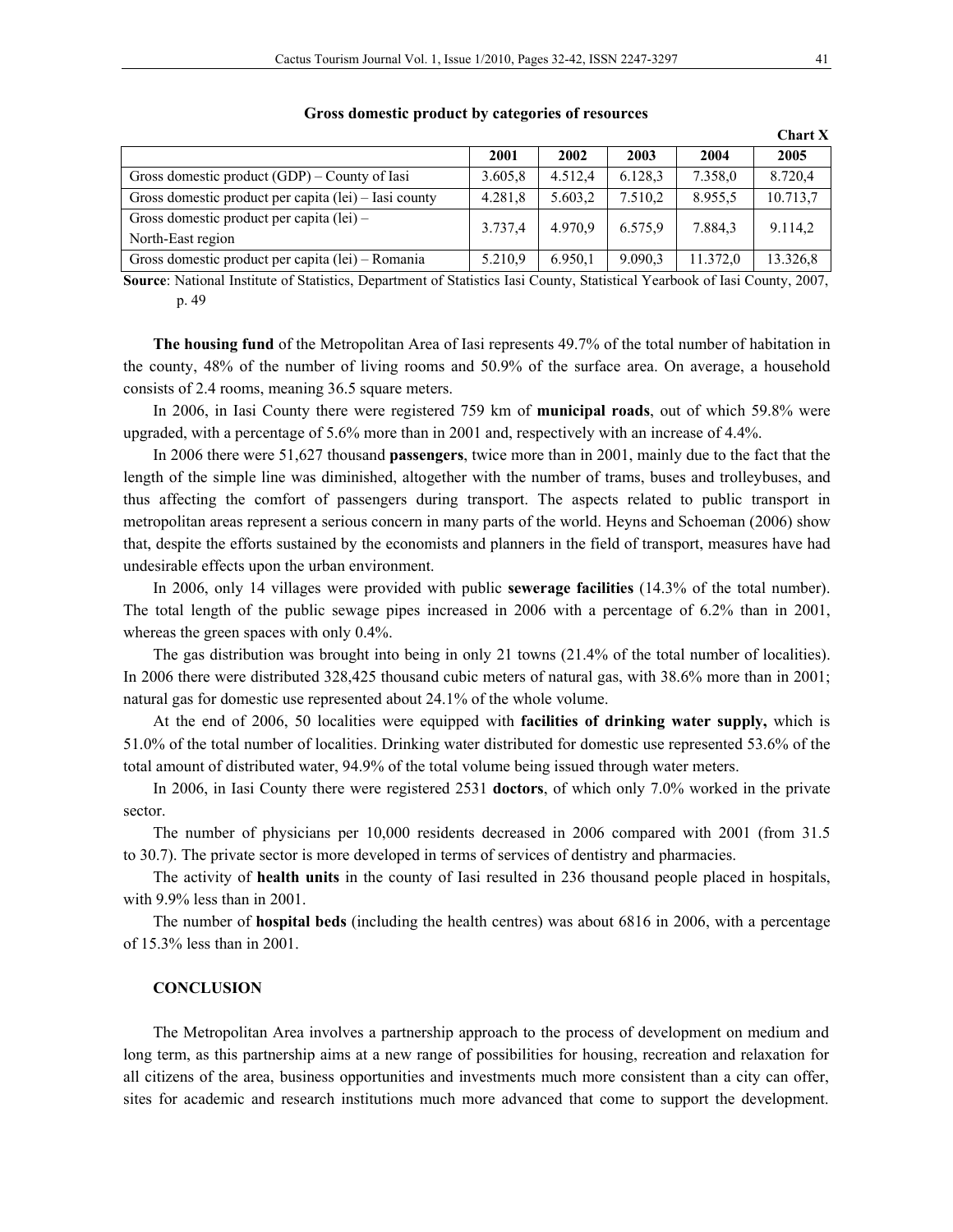**Gross domestic product by categories of resources**

**Chart X**

| | 2001 | 2002 | 2003 | 2004 | 2005 |
|---|---|---|---|---|---|
| Gross domestic product (GDP) – County of Iasi | 3.605,8 | 4.512,4 | 6.128,3 | 7.358,0 | 8.720,4 |
| Gross domestic product per capita (lei) – Iasi county | 4.281,8 | 5.603,2 | 7.510,2 | 8.955,5 | 10.713,7 |
| Gross domestic product per capita (lei) – North-East region | 3.737,4 | 4.970,9 | 6.575,9 | 7.884,3 | 9.114,2 |
| Gross domestic product per capita (lei) – Romania | 5.210,9 | 6.950,1 | 9.090,3 | 11.372,0 | 13.326,8 |

**Source**: National Institute of Statistics, Department of Statistics Iasi County, Statistical Yearbook of Iasi County, 2007, p. 49

**The housing fund** of the Metropolitan Area of Iasi represents 49.7% of the total number of habitation in the county, 48% of the number of living rooms and 50.9% of the surface area. On average, a household consists of 2.4 rooms, meaning 36.5 square meters.

In 2006, in Iasi County there were registered 759 km of **municipal roads**, out of which 59.8% were upgraded, with a percentage of 5.6% more than in 2001 and, respectively with an increase of 4.4%.

In 2006 there were 51,627 thousand **passengers**, twice more than in 2001, mainly due to the fact that the length of the simple line was diminished, altogether with the number of trams, buses and trolleybuses, and thus affecting the comfort of passengers during transport. The aspects related to public transport in metropolitan areas represent a serious concern in many parts of the world. Heyns and Schoeman (2006) show that, despite the efforts sustained by the economists and planners in the field of transport, measures have had undesirable effects upon the urban environment.

In 2006, only 14 villages were provided with public **sewerage facilities** (14.3% of the total number). The total length of the public sewage pipes increased in 2006 with a percentage of 6.2% than in 2001, whereas the green spaces with only 0.4%.

The gas distribution was brought into being in only 21 towns (21.4% of the total number of localities). In 2006 there were distributed 328,425 thousand cubic meters of natural gas, with 38.6% more than in 2001; natural gas for domestic use represented about 24.1% of the whole volume.

At the end of 2006, 50 localities were equipped with **facilities of drinking water supply,** which is 51.0% of the total number of localities. Drinking water distributed for domestic use represented 53.6% of the total amount of distributed water, 94.9% of the total volume being issued through water meters.

In 2006, in Iasi County there were registered 2531 **doctors**, of which only 7.0% worked in the private sector.

The number of physicians per 10,000 residents decreased in 2006 compared with 2001 (from 31.5 to 30.7). The private sector is more developed in terms of services of dentistry and pharmacies.

The activity of **health units** in the county of Iasi resulted in 236 thousand people placed in hospitals, with 9.9% less than in 2001.

The number of **hospital beds** (including the health centres) was about 6816 in 2006, with a percentage of 15.3% less than in 2001.

## CONCLUSION

The Metropolitan Area involves a partnership approach to the process of development on medium and long term, as this partnership aims at a new range of possibilities for housing, recreation and relaxation for all citizens of the area, business opportunities and investments much more consistent than a city can offer, sites for academic and research institutions much more advanced that come to support the development.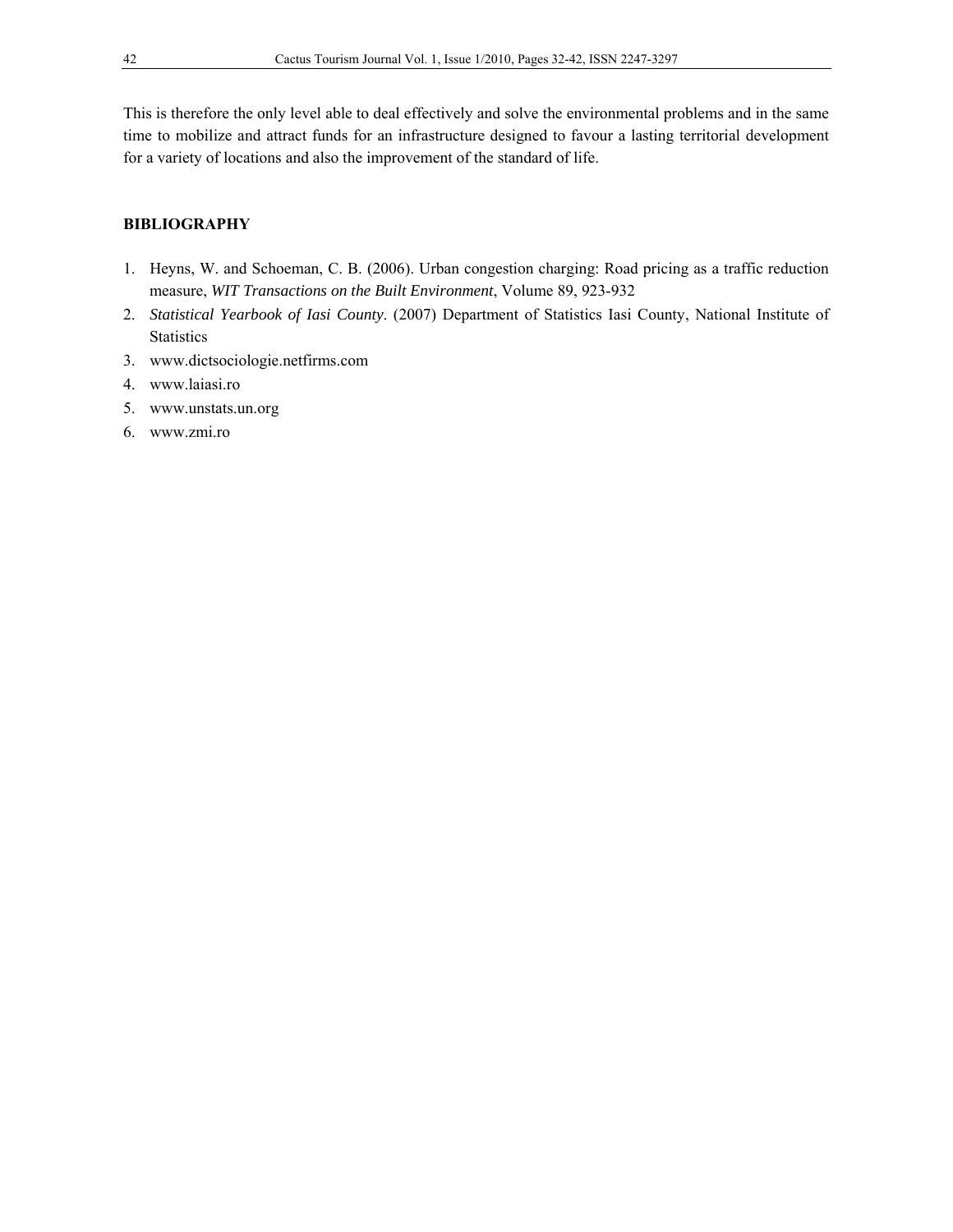This is therefore the only level able to deal effectively and solve the environmental problems and in the same time to mobilize and attract funds for an infrastructure designed to favour a lasting territorial development for a variety of locations and also the improvement of the standard of life.

## BIBLIOGRAPHY

1. Heyns, W. and Schoeman, C. B. (2006). Urban congestion charging: Road pricing as a traffic reduction measure, *WIT Transactions on the Built Environment*, Volume 89, 923-932
2. *Statistical Yearbook of Iasi County*. (2007) Department of Statistics Iasi County, National Institute of Statistics
3. www.dictsociologie.netfirms.com
4. www.laiasi.ro
5. www.unstats.un.org
6. www.zmi.ro